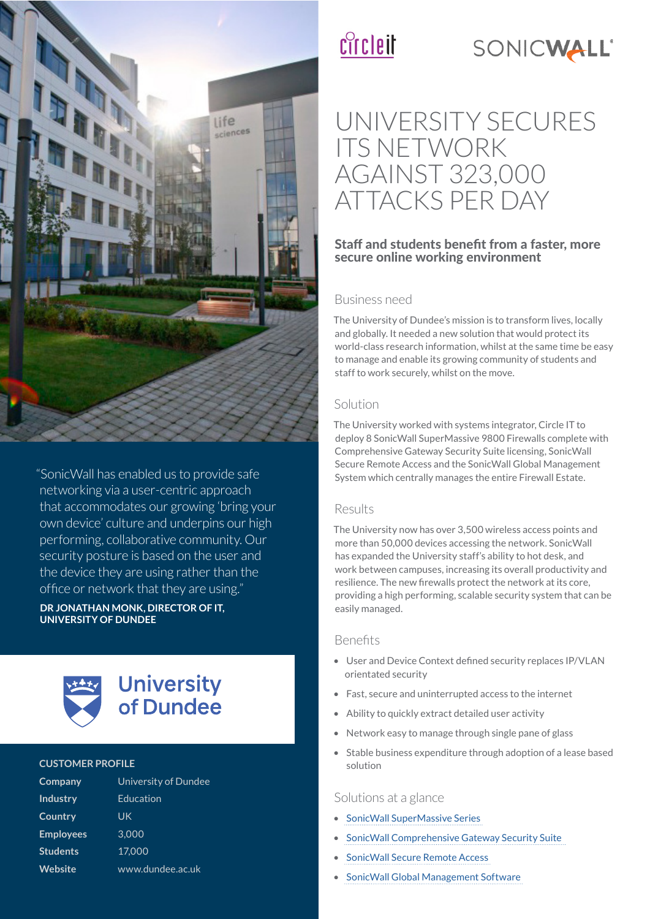circleit SONICWALL

# UNIVERSITY SECURES ITS NETWORK AGAINST 323,000 ATTACKS PER DAY

**Staff and students benefit from a faster, more secure online working environment**

## Business need

The University of Dundee's mission is to transform lives, locally and globally. It needed a new solution that would protect its world-class research information, whilst at the same time be easy to manage and enable its growing community of students and staff to work securely, whilst on the move.

## Solution

The University worked with systems integrator, Circle IT to deploy 8 SonicWall SuperMassive 9800 Firewalls complete with Comprehensive Gateway Security Suite licensing, SonicWall Secure Remote Access and the SonicWall Global Management System which centrally manages the entire Firewall Estate.

## Results

The University now has over 3,500 wireless access points and more than 50,000 devices accessing the network. SonicWall has expanded the University staff's ability to hot desk, and work between campuses, increasing its overall productivity and resilience. The new firewalls protect the network at its core, providing a high performing, scalable security system that can be easily managed.

## Benefits

- User and Device Context defined security replaces IP/VLAN orientated security
- Fast, secure and uninterrupted access to the internet
- Ability to quickly extract detailed user activity
- Network easy to manage through single pane of glass
- Stable business expenditure through adoption of a lease based solution

## Solutions at a glance

- SonicWall SuperMassive Series
- SonicWall Comprehensive Gateway Security Suite
- SonicWall Secure Remote Access
- SonicWall Global Management Software

"SonicWall has enabled us to provide safe networking via a user-centric approach that accommodates our growing 'bring your own device' culture and underpins our high performing, collaborative community. Our security posture is based on the user and the device they are using rather than the office or network that they are using."

**DR JONATHAN MONK, DIRECTOR OF IT, UNIVERSITY OF DUNDEE**

University of Dundee

**CUSTOMER PROFILE**

| | |
|---|---|
| **Company** | University of Dundee |
| **Industry** | Education |
| **Country** | UK |
| **Employees** | 3,000 |
| **Students** | 17,000 |
| **Website** | www.dundee.ac.uk |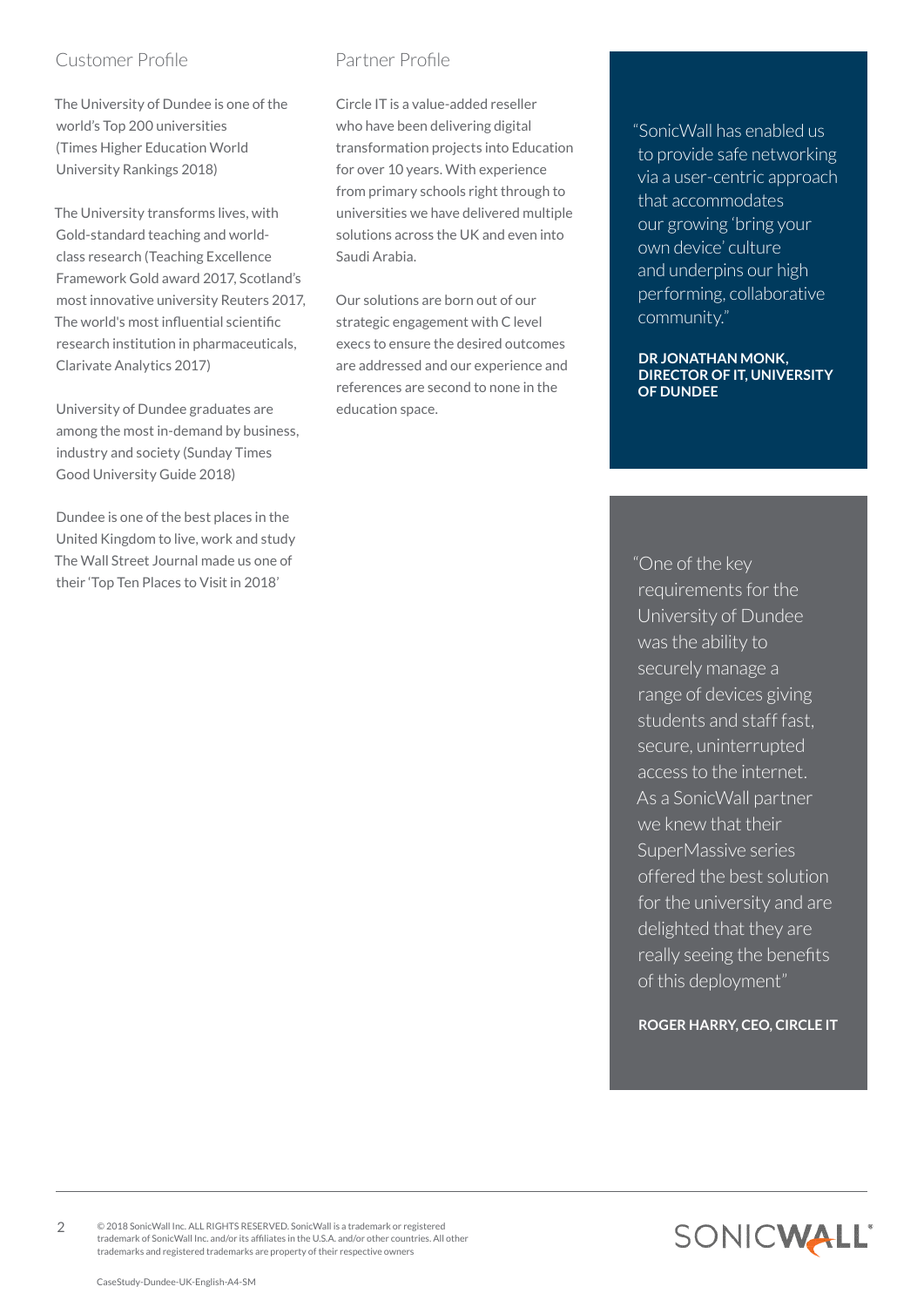## Customer Profile

The University of Dundee is one of the world's Top 200 universities (Times Higher Education World University Rankings 2018)

The University transforms lives, with Gold-standard teaching and world-class research (Teaching Excellence Framework Gold award 2017, Scotland's most innovative university Reuters 2017, The world's most influential scientific research institution in pharmaceuticals, Clarivate Analytics 2017)

University of Dundee graduates are among the most in-demand by business, industry and society (Sunday Times Good University Guide 2018)

Dundee is one of the best places in the United Kingdom to live, work and study The Wall Street Journal made us one of their 'Top Ten Places to Visit in 2018'

## Partner Profile

Circle IT is a value-added reseller who have been delivering digital transformation projects into Education for over 10 years. With experience from primary schools right through to universities we have delivered multiple solutions across the UK and even into Saudi Arabia.

Our solutions are born out of our strategic engagement with C level execs to ensure the desired outcomes are addressed and our experience and references are second to none in the education space.

"SonicWall has enabled us to provide safe networking via a user-centric approach that accommodates our growing 'bring your own device' culture and underpins our high performing, collaborative community."

**DR JONATHAN MONK, DIRECTOR OF IT, UNIVERSITY OF DUNDEE**

"One of the key requirements for the University of Dundee was the ability to securely manage a range of devices giving students and staff fast, secure, uninterrupted access to the internet. As a SonicWall partner we knew that their SuperMassive series offered the best solution for the university and are delighted that they are really seeing the benefits of this deployment"

**ROGER HARRY, CEO, CIRCLE IT**

© 2018 SonicWall Inc. ALL RIGHTS RESERVED. SonicWall is a trademark or registered trademark of SonicWall Inc. and/or its affiliates in the U.S.A. and/or other countries. All other trademarks and registered trademarks are property of their respective owners

CaseStudy-Dundee-UK-English-A4-SM